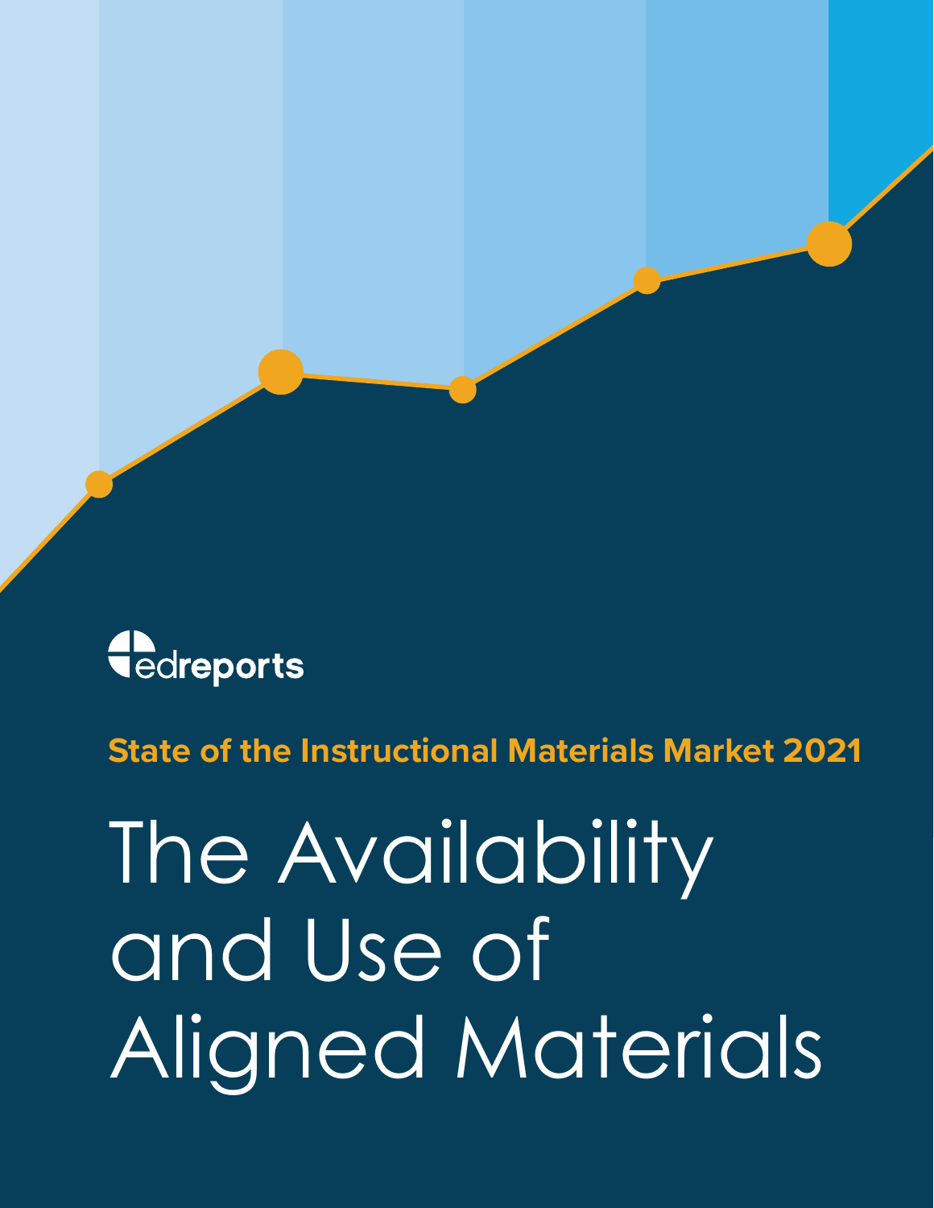edreports

**State of the Instructional Materials Market 2021**

# The Availability and Use of Aligned Materials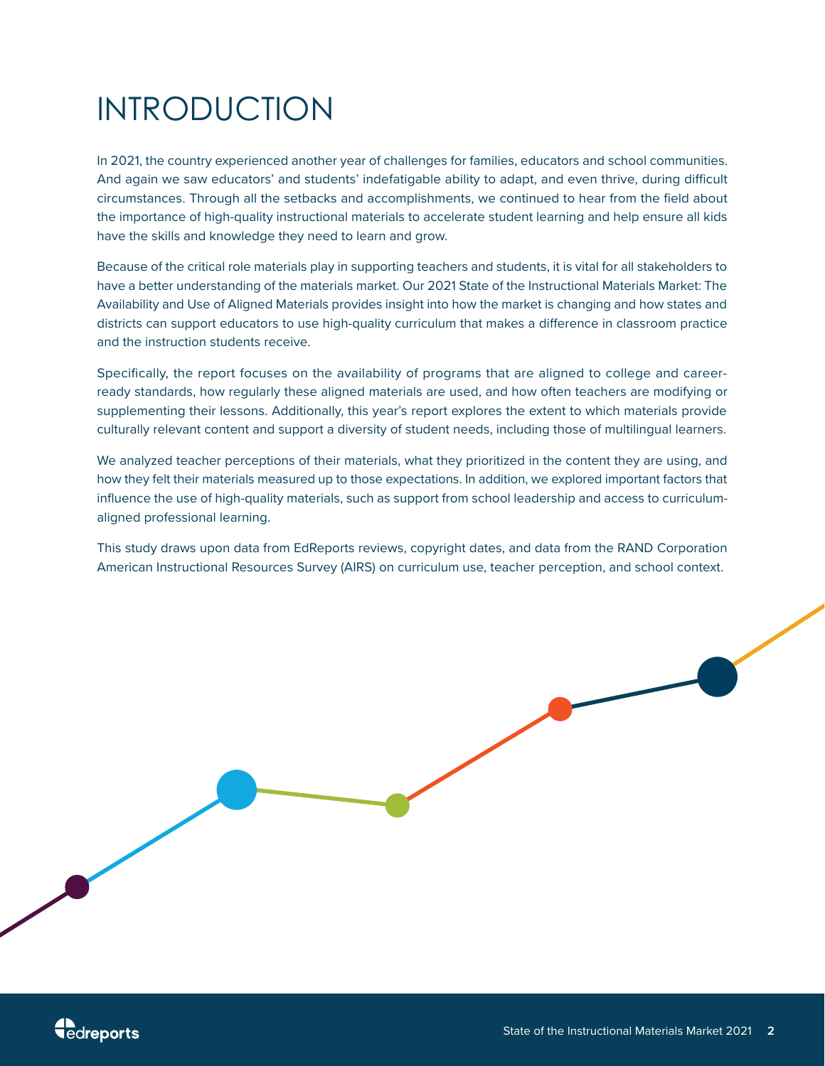# INTRODUCTION

In 2021, the country experienced another year of challenges for families, educators and school communities. And again we saw educators' and students' indefatigable ability to adapt, and even thrive, during difficult circumstances. Through all the setbacks and accomplishments, we continued to hear from the field about the importance of high-quality instructional materials to accelerate student learning and help ensure all kids have the skills and knowledge they need to learn and grow.

Because of the critical role materials play in supporting teachers and students, it is vital for all stakeholders to have a better understanding of the materials market. Our 2021 State of the Instructional Materials Market: The Availability and Use of Aligned Materials provides insight into how the market is changing and how states and districts can support educators to use high-quality curriculum that makes a difference in classroom practice and the instruction students receive.

Specifically, the report focuses on the availability of programs that are aligned to college and career-ready standards, how regularly these aligned materials are used, and how often teachers are modifying or supplementing their lessons. Additionally, this year's report explores the extent to which materials provide culturally relevant content and support a diversity of student needs, including those of multilingual learners.

We analyzed teacher perceptions of their materials, what they prioritized in the content they are using, and how they felt their materials measured up to those expectations. In addition, we explored important factors that influence the use of high-quality materials, such as support from school leadership and access to curriculum-aligned professional learning.

This study draws upon data from EdReports reviews, copyright dates, and data from the RAND Corporation American Instructional Resources Survey (AIRS) on curriculum use, teacher perception, and school context.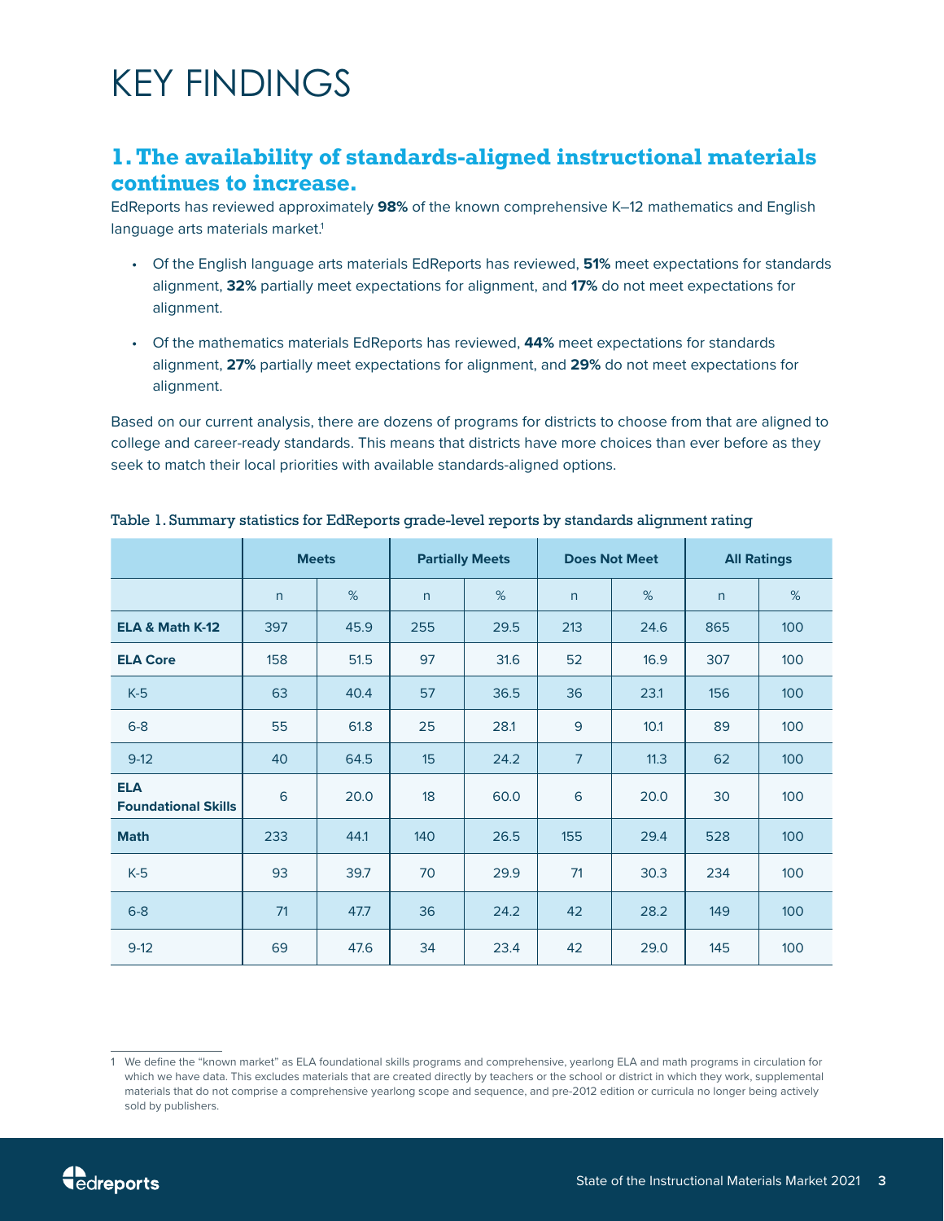# KEY FINDINGS

## 1. The availability of standards-aligned instructional materials continues to increase.

EdReports has reviewed approximately **98%** of the known comprehensive K–12 mathematics and English language arts materials market.[1]

- Of the English language arts materials EdReports has reviewed, **51%** meet expectations for standards alignment, **32%** partially meet expectations for alignment, and **17%** do not meet expectations for alignment.
- Of the mathematics materials EdReports has reviewed, **44%** meet expectations for standards alignment, **27%** partially meet expectations for alignment, and **29%** do not meet expectations for alignment.

Based on our current analysis, there are dozens of programs for districts to choose from that are aligned to college and career-ready standards. This means that districts have more choices than ever before as they seek to match their local priorities with available standards-aligned options.

Table 1. Summary statistics for EdReports grade-level reports by standards alignment rating

| | Meets | | Partially Meets | | Does Not Meet | | All Ratings | |
|---|---|---|---|---|---|---|---|---|
| | n | % | n | % | n | % | n | % |
| **ELA & Math K-12** | 397 | 45.9 | 255 | 29.5 | 213 | 24.6 | 865 | 100 |
| **ELA Core** | 158 | 51.5 | 97 | 31.6 | 52 | 16.9 | 307 | 100 |
| K-5 | 63 | 40.4 | 57 | 36.5 | 36 | 23.1 | 156 | 100 |
| 6-8 | 55 | 61.8 | 25 | 28.1 | 9 | 10.1 | 89 | 100 |
| 9-12 | 40 | 64.5 | 15 | 24.2 | 7 | 11.3 | 62 | 100 |
| **ELA Foundational Skills** | 6 | 20.0 | 18 | 60.0 | 6 | 20.0 | 30 | 100 |
| **Math** | 233 | 44.1 | 140 | 26.5 | 155 | 29.4 | 528 | 100 |
| K-5 | 93 | 39.7 | 70 | 29.9 | 71 | 30.3 | 234 | 100 |
| 6-8 | 71 | 47.7 | 36 | 24.2 | 42 | 28.2 | 149 | 100 |
| 9-12 | 69 | 47.6 | 34 | 23.4 | 42 | 29.0 | 145 | 100 |

[1] We define the "known market" as ELA foundational skills programs and comprehensive, yearlong ELA and math programs in circulation for which we have data. This excludes materials that are created directly by teachers or the school or district in which they work, supplemental materials that do not comprise a comprehensive yearlong scope and sequence, and pre-2012 edition or curricula no longer being actively sold by publishers.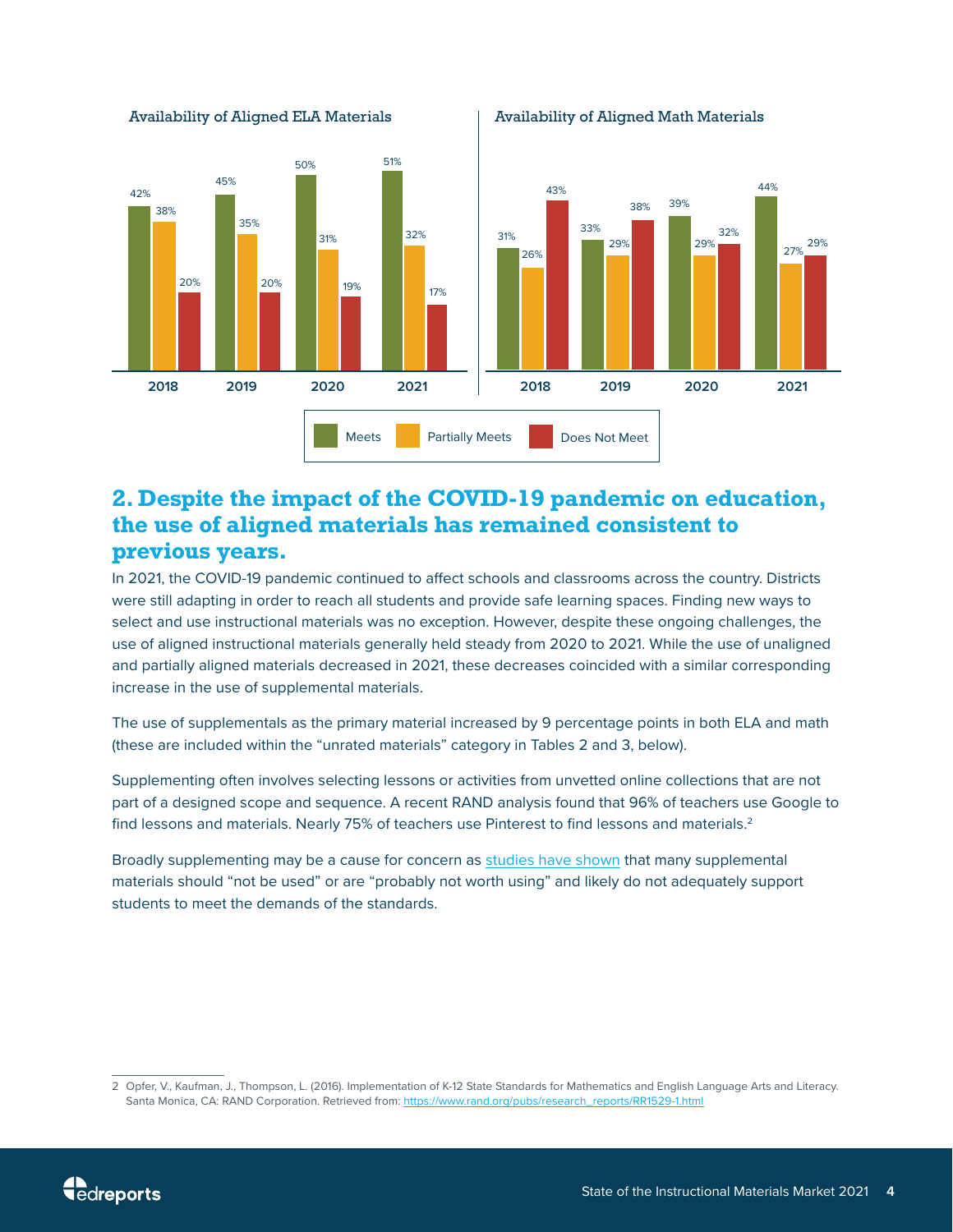Availability of Aligned ELA Materials

| Year | Meets | Partially Meets | Does Not Meet |
|---|---|---|---|
| 2018 | 42% | 38% | 20% |
| 2019 | 45% | 35% | 20% |
| 2020 | 50% | 31% | 19% |
| 2021 | 51% | 32% | 17% |

Availability of Aligned Math Materials

| Year | Meets | Partially Meets | Does Not Meet |
|---|---|---|---|
| 2018 | 31% | 26% | 43% |
| 2019 | 33% | 29% | 38% |
| 2020 | 39% | 29% | 32% |
| 2021 | 44% | 27% | 29% |

## 2. Despite the impact of the COVID-19 pandemic on education, the use of aligned materials has remained consistent to previous years.

In 2021, the COVID-19 pandemic continued to affect schools and classrooms across the country. Districts were still adapting in order to reach all students and provide safe learning spaces. Finding new ways to select and use instructional materials was no exception. However, despite these ongoing challenges, the use of aligned instructional materials generally held steady from 2020 to 2021. While the use of unaligned and partially aligned materials decreased in 2021, these decreases coincided with a similar corresponding increase in the use of supplemental materials.

The use of supplementals as the primary material increased by 9 percentage points in both ELA and math (these are included within the "unrated materials" category in Tables 2 and 3, below).

Supplementing often involves selecting lessons or activities from unvetted online collections that are not part of a designed scope and sequence. A recent RAND analysis found that 96% of teachers use Google to find lessons and materials. Nearly 75% of teachers use Pinterest to find lessons and materials.[2]

Broadly supplementing may be a cause for concern as studies have shown that many supplemental materials should "not be used" or are "probably not worth using" and likely do not adequately support students to meet the demands of the standards.

2 Opfer, V., Kaufman, J., Thompson, L. (2016). Implementation of K-12 State Standards for Mathematics and English Language Arts and Literacy. Santa Monica, CA: RAND Corporation. Retrieved from: https://www.rand.org/pubs/research_reports/RR1529-1.html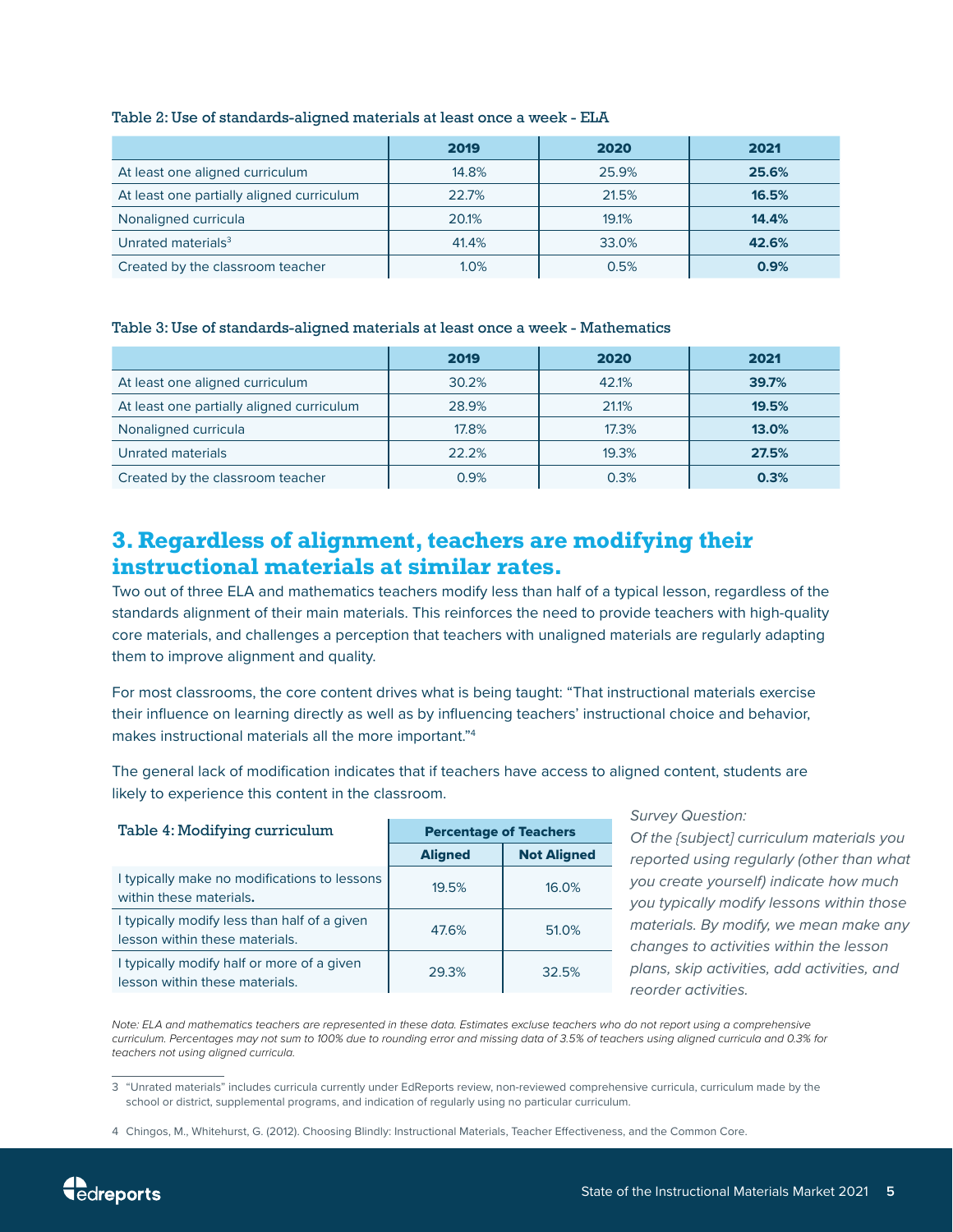Table 2: Use of standards-aligned materials at least once a week - ELA

| | 2019 | 2020 | 2021 |
|---|---|---|---|
| At least one aligned curriculum | 14.8% | 25.9% | **25.6%** |
| At least one partially aligned curriculum | 22.7% | 21.5% | **16.5%** |
| Nonaligned curricula | 20.1% | 19.1% | **14.4%** |
| Unrated materials[3] | 41.4% | 33.0% | **42.6%** |
| Created by the classroom teacher | 1.0% | 0.5% | **0.9%** |

Table 3: Use of standards-aligned materials at least once a week - Mathematics

| | 2019 | 2020 | 2021 |
|---|---|---|---|
| At least one aligned curriculum | 30.2% | 42.1% | **39.7%** |
| At least one partially aligned curriculum | 28.9% | 21.1% | **19.5%** |
| Nonaligned curricula | 17.8% | 17.3% | **13.0%** |
| Unrated materials | 22.2% | 19.3% | **27.5%** |
| Created by the classroom teacher | 0.9% | 0.3% | **0.3%** |

## 3. Regardless of alignment, teachers are modifying their instructional materials at similar rates.

Two out of three ELA and mathematics teachers modify less than half of a typical lesson, regardless of the standards alignment of their main materials. This reinforces the need to provide teachers with high-quality core materials, and challenges a perception that teachers with unaligned materials are regularly adapting them to improve alignment and quality.

For most classrooms, the core content drives what is being taught: "That instructional materials exercise their influence on learning directly as well as by influencing teachers' instructional choice and behavior, makes instructional materials all the more important."[4]

The general lack of modification indicates that if teachers have access to aligned content, students are likely to experience this content in the classroom.

Table 4: Modifying curriculum

| | Percentage of Teachers | |
|---|---|---|
| | **Aligned** | **Not Aligned** |
| I typically make no modifications to lessons within these materials. | 19.5% | 16.0% |
| I typically modify less than half of a given lesson within these materials. | 47.6% | 51.0% |
| I typically modify half or more of a given lesson within these materials. | 29.3% | 32.5% |

*Survey Question:*
*Of the [subject] curriculum materials you reported using regularly (other than what you create yourself) indicate how much you typically modify lessons within those materials. By modify, we mean make any changes to activities within the lesson plans, skip activities, add activities, and reorder activities.*

*Note: ELA and mathematics teachers are represented in these data. Estimates excluse teachers who do not report using a comprehensive curriculum. Percentages may not sum to 100% due to rounding error and missing data of 3.5% of teachers using aligned curricula and 0.3% for teachers not using aligned curricula.*

3 "Unrated materials" includes curricula currently under EdReports review, non-reviewed comprehensive curricula, curriculum made by the school or district, supplemental programs, and indication of regularly using no particular curriculum.

4 Chingos, M., Whitehurst, G. (2012). Choosing Blindly: Instructional Materials, Teacher Effectiveness, and the Common Core.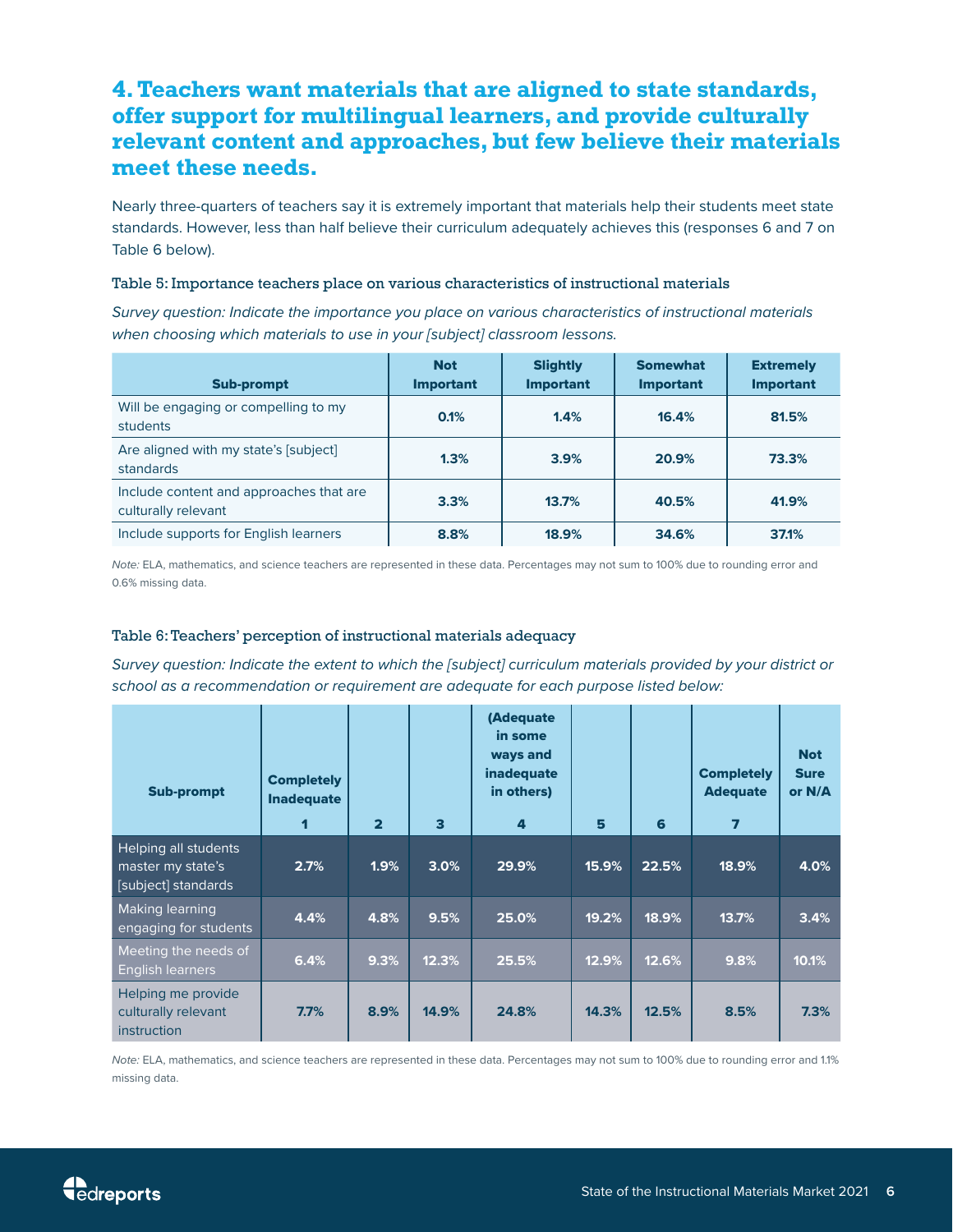## 4. Teachers want materials that are aligned to state standards, offer support for multilingual learners, and provide culturally relevant content and approaches, but few believe their materials meet these needs.

Nearly three-quarters of teachers say it is extremely important that materials help their students meet state standards. However, less than half believe their curriculum adequately achieves this (responses 6 and 7 on Table 6 below).

**Table 5: Importance teachers place on various characteristics of instructional materials**

*Survey question: Indicate the importance you place on various characteristics of instructional materials when choosing which materials to use in your [subject] classroom lessons.*

| Sub-prompt | Not Important | Slightly Important | Somewhat Important | Extremely Important |
|---|---|---|---|---|
| Will be engaging or compelling to my students | 0.1% | 1.4% | 16.4% | 81.5% |
| Are aligned with my state's [subject] standards | 1.3% | 3.9% | 20.9% | 73.3% |
| Include content and approaches that are culturally relevant | 3.3% | 13.7% | 40.5% | 41.9% |
| Include supports for English learners | 8.8% | 18.9% | 34.6% | 37.1% |

*Note:* ELA, mathematics, and science teachers are represented in these data. Percentages may not sum to 100% due to rounding error and 0.6% missing data.

**Table 6: Teachers' perception of instructional materials adequacy**

*Survey question: Indicate the extent to which the [subject] curriculum materials provided by your district or school as a recommendation or requirement are adequate for each purpose listed below:*

| Sub-prompt | Completely Inadequate 1 | 2 | 3 | (Adequate in some ways and inadequate in others) 4 | 5 | 6 | Completely Adequate 7 | Not Sure or N/A |
|---|---|---|---|---|---|---|---|---|
| Helping all students master my state's [subject] standards | 2.7% | 1.9% | 3.0% | 29.9% | 15.9% | 22.5% | 18.9% | 4.0% |
| Making learning engaging for students | 4.4% | 4.8% | 9.5% | 25.0% | 19.2% | 18.9% | 13.7% | 3.4% |
| Meeting the needs of English learners | 6.4% | 9.3% | 12.3% | 25.5% | 12.9% | 12.6% | 9.8% | 10.1% |
| Helping me provide culturally relevant instruction | 7.7% | 8.9% | 14.9% | 24.8% | 14.3% | 12.5% | 8.5% | 7.3% |

*Note:* ELA, mathematics, and science teachers are represented in these data. Percentages may not sum to 100% due to rounding error and 1.1% missing data.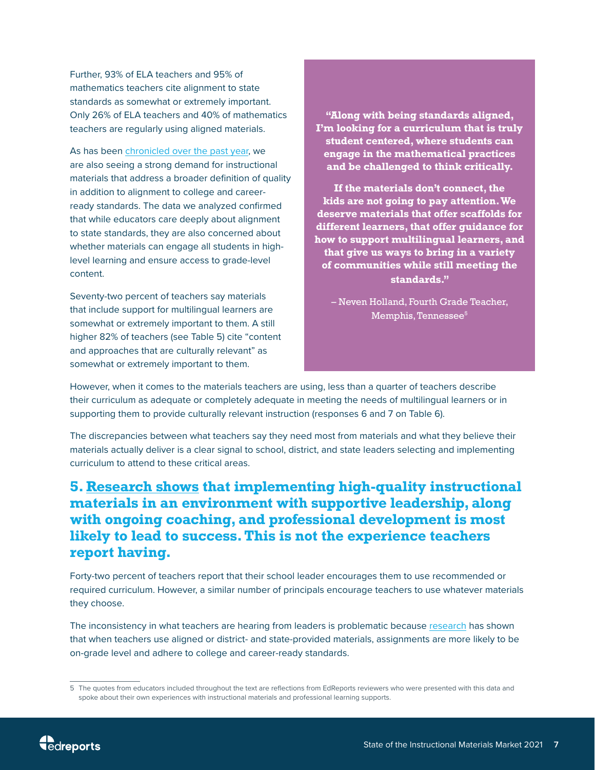Further, 93% of ELA teachers and 95% of mathematics teachers cite alignment to state standards as somewhat or extremely important. Only 26% of ELA teachers and 40% of mathematics teachers are regularly using aligned materials.

As has been chronicled over the past year, we are also seeing a strong demand for instructional materials that address a broader definition of quality in addition to alignment to college and career-ready standards. The data we analyzed confirmed that while educators care deeply about alignment to state standards, they are also concerned about whether materials can engage all students in high-level learning and ensure access to grade-level content.

Seventy-two percent of teachers say materials that include support for multilingual learners are somewhat or extremely important to them. A still higher 82% of teachers (see Table 5) cite "content and approaches that are culturally relevant" as somewhat or extremely important to them.

> **"Along with being standards aligned, I'm looking for a curriculum that is truly student centered, where students can engage in the mathematical practices and be challenged to think critically.**
>
> **If the materials don't connect, the kids are not going to pay attention. We deserve materials that offer scaffolds for different learners, that offer guidance for how to support multilingual learners, and that give us ways to bring in a variety of communities while still meeting the standards."**
>
> – Neven Holland, Fourth Grade Teacher, Memphis, Tennessee[5]

However, when it comes to the materials teachers are using, less than a quarter of teachers describe their curriculum as adequate or completely adequate in meeting the needs of multilingual learners or in supporting them to provide culturally relevant instruction (responses 6 and 7 on Table 6).

The discrepancies between what teachers say they need most from materials and what they believe their materials actually deliver is a clear signal to school, district, and state leaders selecting and implementing curriculum to attend to these critical areas.

## 5. Research shows that implementing high-quality instructional materials in an environment with supportive leadership, along with ongoing coaching, and professional development is most likely to lead to success. This is not the experience teachers report having.

Forty-two percent of teachers report that their school leader encourages them to use recommended or required curriculum. However, a similar number of principals encourage teachers to use whatever materials they choose.

The inconsistency in what teachers are hearing from leaders is problematic because research has shown that when teachers use aligned or district- and state-provided materials, assignments are more likely to be on-grade level and adhere to college and career-ready standards.

---

5 The quotes from educators included throughout the text are reflections from EdReports reviewers who were presented with this data and spoke about their own experiences with instructional materials and professional learning supports.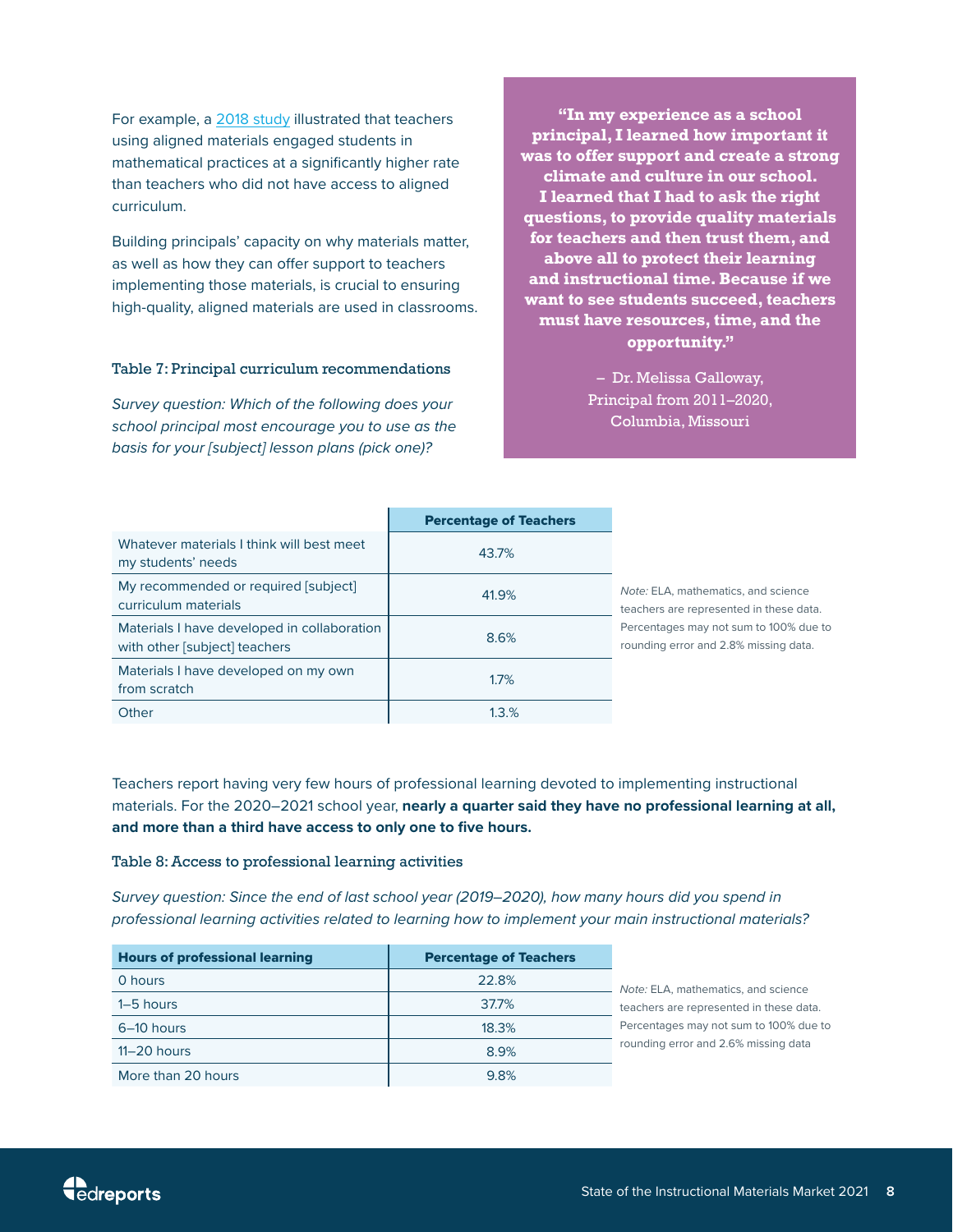For example, a 2018 study illustrated that teachers using aligned materials engaged students in mathematical practices at a significantly higher rate than teachers who did not have access to aligned curriculum.

Building principals' capacity on why materials matter, as well as how they can offer support to teachers implementing those materials, is crucial to ensuring high-quality, aligned materials are used in classrooms.

> **"In my experience as a school principal, I learned how important it was to offer support and create a strong climate and culture in our school. I learned that I had to ask the right questions, to provide quality materials for teachers and then trust them, and above all to protect their learning and instructional time. Because if we want to see students succeed, teachers must have resources, time, and the opportunity."**
>
> – Dr. Melissa Galloway, Principal from 2011–2020, Columbia, Missouri

### Table 7: Principal curriculum recommendations

*Survey question: Which of the following does your school principal most encourage you to use as the basis for your [subject] lesson plans (pick one)?*

| | Percentage of Teachers |
|---|---|
| Whatever materials I think will best meet my students' needs | 43.7% |
| My recommended or required [subject] curriculum materials | 41.9% |
| Materials I have developed in collaboration with other [subject] teachers | 8.6% |
| Materials I have developed on my own from scratch | 1.7% |
| Other | 1.3.% |

*Note:* ELA, mathematics, and science teachers are represented in these data. Percentages may not sum to 100% due to rounding error and 2.8% missing data.

Teachers report having very few hours of professional learning devoted to implementing instructional materials. For the 2020–2021 school year, **nearly a quarter said they have no professional learning at all, and more than a third have access to only one to five hours.**

### Table 8: Access to professional learning activities

*Survey question: Since the end of last school year (2019–2020), how many hours did you spend in professional learning activities related to learning how to implement your main instructional materials?*

| Hours of professional learning | Percentage of Teachers |
|---|---|
| 0 hours | 22.8% |
| 1–5 hours | 37.7% |
| 6–10 hours | 18.3% |
| 11–20 hours | 8.9% |
| More than 20 hours | 9.8% |

*Note:* ELA, mathematics, and science teachers are represented in these data. Percentages may not sum to 100% due to rounding error and 2.6% missing data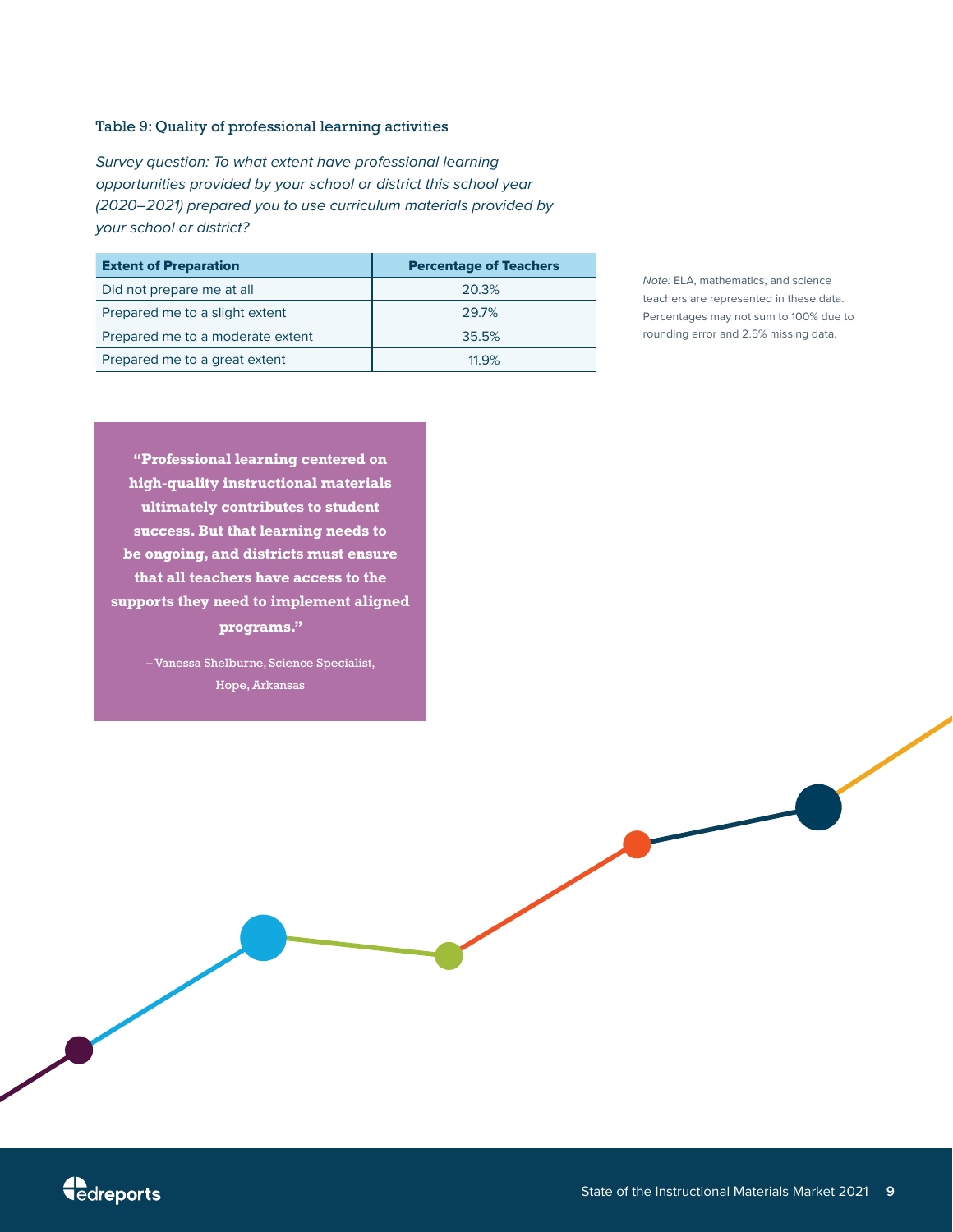### Table 9: Quality of professional learning activities

*Survey question: To what extent have professional learning opportunities provided by your school or district this school year (2020–2021) prepared you to use curriculum materials provided by your school or district?*

| Extent of Preparation | Percentage of Teachers |
| --- | --- |
| Did not prepare me at all | 20.3% |
| Prepared me to a slight extent | 29.7% |
| Prepared me to a moderate extent | 35.5% |
| Prepared me to a great extent | 11.9% |

*Note:* ELA, mathematics, and science teachers are represented in these data. Percentages may not sum to 100% due to rounding error and 2.5% missing data.

**"Professional learning centered on high-quality instructional materials ultimately contributes to student success. But that learning needs to be ongoing, and districts must ensure that all teachers have access to the supports they need to implement aligned programs."**

– Vanessa Shelburne, Science Specialist, Hope, Arkansas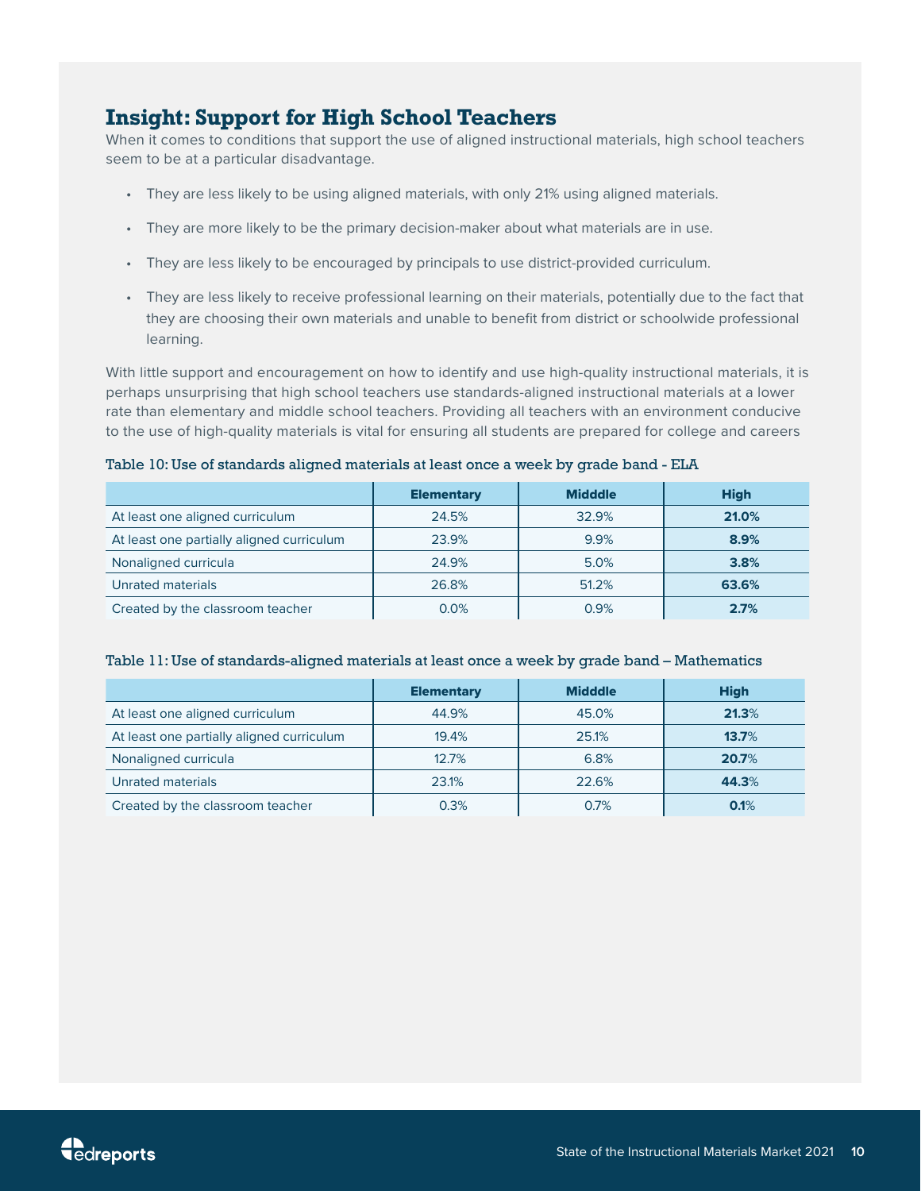## Insight: Support for High School Teachers

When it comes to conditions that support the use of aligned instructional materials, high school teachers seem to be at a particular disadvantage.

- They are less likely to be using aligned materials, with only 21% using aligned materials.
- They are more likely to be the primary decision-maker about what materials are in use.
- They are less likely to be encouraged by principals to use district-provided curriculum.
- They are less likely to receive professional learning on their materials, potentially due to the fact that they are choosing their own materials and unable to benefit from district or schoolwide professional learning.

With little support and encouragement on how to identify and use high-quality instructional materials, it is perhaps unsurprising that high school teachers use standards-aligned instructional materials at a lower rate than elementary and middle school teachers. Providing all teachers with an environment conducive to the use of high-quality materials is vital for ensuring all students are prepared for college and careers

Table 10: Use of standards aligned materials at least once a week by grade band - ELA

| | Elementary | Midddle | High |
|---|---|---|---|
| At least one aligned curriculum | 24.5% | 32.9% | **21.0%** |
| At least one partially aligned curriculum | 23.9% | 9.9% | **8.9%** |
| Nonaligned curricula | 24.9% | 5.0% | **3.8%** |
| Unrated materials | 26.8% | 51.2% | **63.6%** |
| Created by the classroom teacher | 0.0% | 0.9% | **2.7%** |

Table 11: Use of standards-aligned materials at least once a week by grade band – Mathematics

| | Elementary | Midddle | High |
|---|---|---|---|
| At least one aligned curriculum | 44.9% | 45.0% | **21.3**% |
| At least one partially aligned curriculum | 19.4% | 25.1% | **13.7**% |
| Nonaligned curricula | 12.7% | 6.8% | **20.7**% |
| Unrated materials | 23.1% | 22.6% | **44.3**% |
| Created by the classroom teacher | 0.3% | 0.7% | **0.1**% |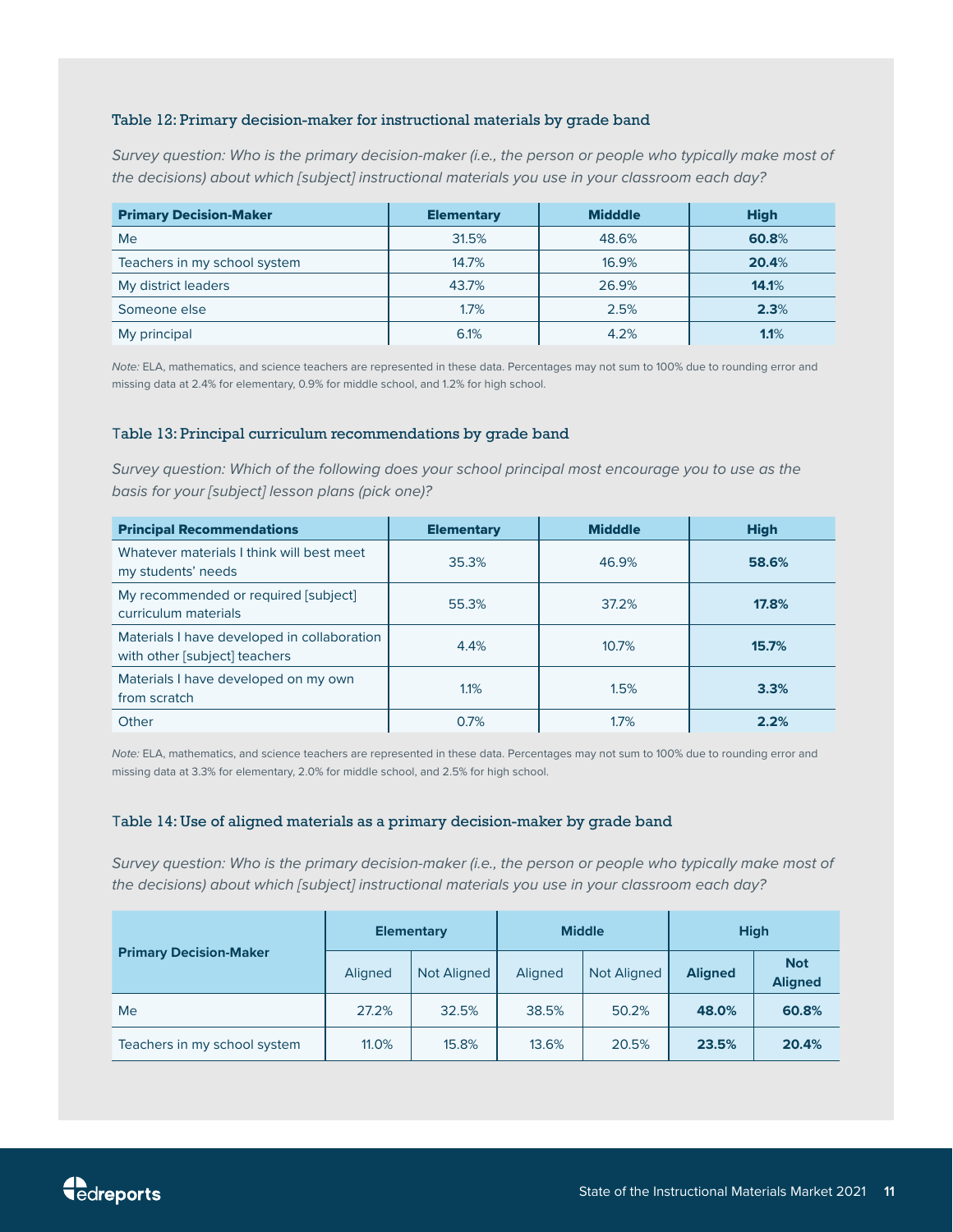### Table 12: Primary decision-maker for instructional materials by grade band

*Survey question: Who is the primary decision-maker (i.e., the person or people who typically make most of the decisions) about which [subject] instructional materials you use in your classroom each day?*

| Primary Decision-Maker | Elementary | Midddle | High |
|---|---|---|---|
| Me | 31.5% | 48.6% | **60.8**% |
| Teachers in my school system | 14.7% | 16.9% | **20.4**% |
| My district leaders | 43.7% | 26.9% | **14.1**% |
| Someone else | 1.7% | 2.5% | **2.3**% |
| My principal | 6.1% | 4.2% | **1.1**% |

*Note:* ELA, mathematics, and science teachers are represented in these data. Percentages may not sum to 100% due to rounding error and missing data at 2.4% for elementary, 0.9% for middle school, and 1.2% for high school.

### Table 13: Principal curriculum recommendations by grade band

*Survey question: Which of the following does your school principal most encourage you to use as the basis for your [subject] lesson plans (pick one)?*

| Principal Recommendations | Elementary | Midddle | High |
|---|---|---|---|
| Whatever materials I think will best meet my students' needs | 35.3% | 46.9% | **58.6%** |
| My recommended or required [subject] curriculum materials | 55.3% | 37.2% | **17.8%** |
| Materials I have developed in collaboration with other [subject] teachers | 4.4% | 10.7% | **15.7%** |
| Materials I have developed on my own from scratch | 1.1% | 1.5% | **3.3%** |
| Other | 0.7% | 1.7% | **2.2%** |

*Note:* ELA, mathematics, and science teachers are represented in these data. Percentages may not sum to 100% due to rounding error and missing data at 3.3% for elementary, 2.0% for middle school, and 2.5% for high school.

### Table 14: Use of aligned materials as a primary decision-maker by grade band

*Survey question: Who is the primary decision-maker (i.e., the person or people who typically make most of the decisions) about which [subject] instructional materials you use in your classroom each day?*

| Primary Decision-Maker | Elementary | | Middle | | High | |
|---|---|---|---|---|---|---|
| | Aligned | Not Aligned | Aligned | Not Aligned | **Aligned** | **Not Aligned** |
| Me | 27.2% | 32.5% | 38.5% | 50.2% | **48.0%** | **60.8%** |
| Teachers in my school system | 11.0% | 15.8% | 13.6% | 20.5% | **23.5%** | **20.4%** |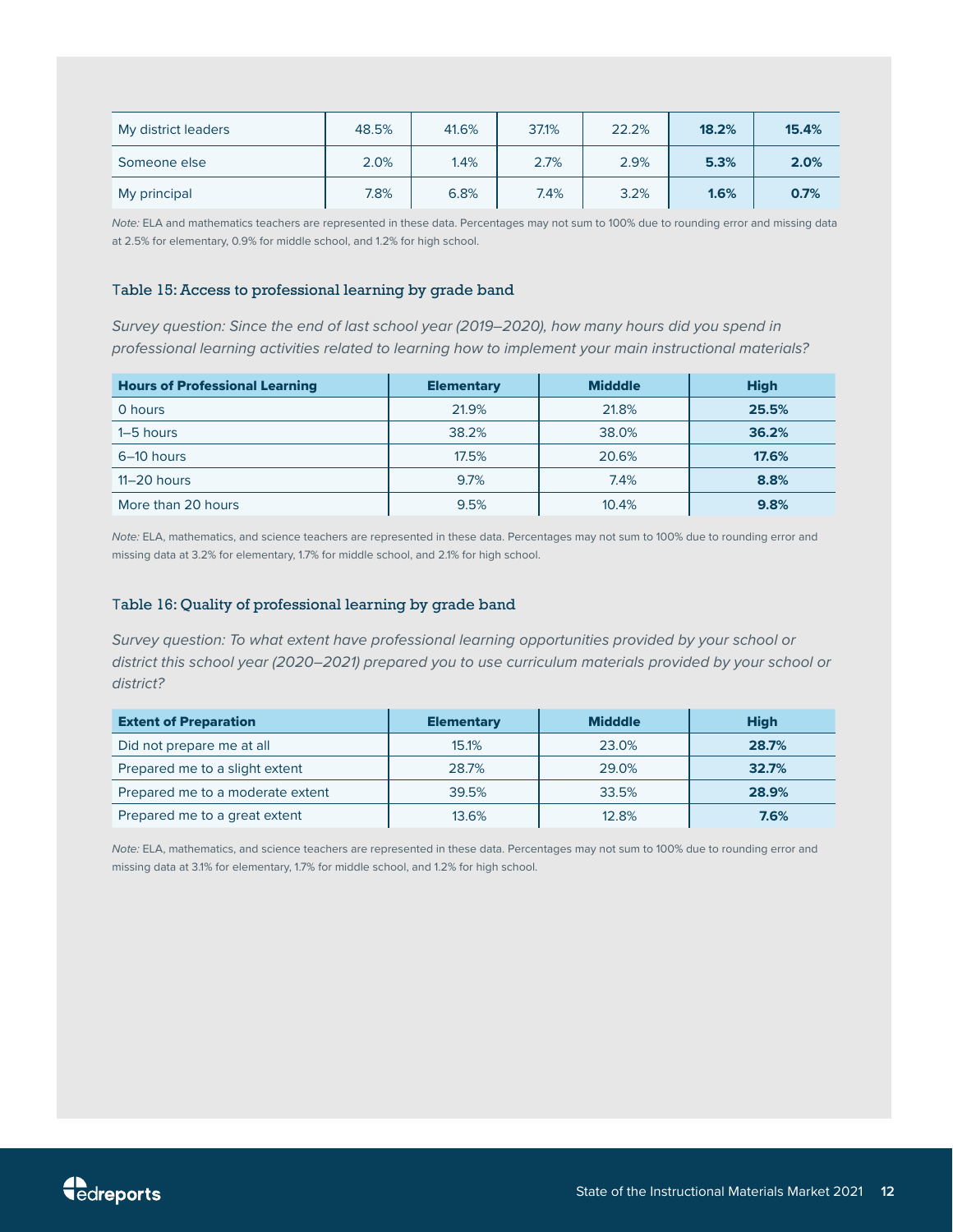| | | | | | | |
|---|---|---|---|---|---|---|
| My district leaders | 48.5% | 41.6% | 37.1% | 22.2% | **18.2%** | **15.4%** |
| Someone else | 2.0% | 1.4% | 2.7% | 2.9% | **5.3%** | **2.0%** |
| My principal | 7.8% | 6.8% | 7.4% | 3.2% | **1.6%** | **0.7%** |

*Note:* ELA and mathematics teachers are represented in these data. Percentages may not sum to 100% due to rounding error and missing data at 2.5% for elementary, 0.9% for middle school, and 1.2% for high school.

### Table 15: Access to professional learning by grade band

*Survey question: Since the end of last school year (2019–2020), how many hours did you spend in professional learning activities related to learning how to implement your main instructional materials?*

| Hours of Professional Learning | Elementary | Midddle | High |
|---|---|---|---|
| 0 hours | 21.9% | 21.8% | **25.5%** |
| 1–5 hours | 38.2% | 38.0% | **36.2%** |
| 6–10 hours | 17.5% | 20.6% | **17.6%** |
| 11–20 hours | 9.7% | 7.4% | **8.8%** |
| More than 20 hours | 9.5% | 10.4% | **9.8%** |

*Note:* ELA, mathematics, and science teachers are represented in these data. Percentages may not sum to 100% due to rounding error and missing data at 3.2% for elementary, 1.7% for middle school, and 2.1% for high school.

### Table 16: Quality of professional learning by grade band

*Survey question: To what extent have professional learning opportunities provided by your school or district this school year (2020–2021) prepared you to use curriculum materials provided by your school or district?*

| Extent of Preparation | Elementary | Midddle | High |
|---|---|---|---|
| Did not prepare me at all | 15.1% | 23.0% | **28.7%** |
| Prepared me to a slight extent | 28.7% | 29.0% | **32.7%** |
| Prepared me to a moderate extent | 39.5% | 33.5% | **28.9%** |
| Prepared me to a great extent | 13.6% | 12.8% | **7.6%** |

*Note:* ELA, mathematics, and science teachers are represented in these data. Percentages may not sum to 100% due to rounding error and missing data at 3.1% for elementary, 1.7% for middle school, and 1.2% for high school.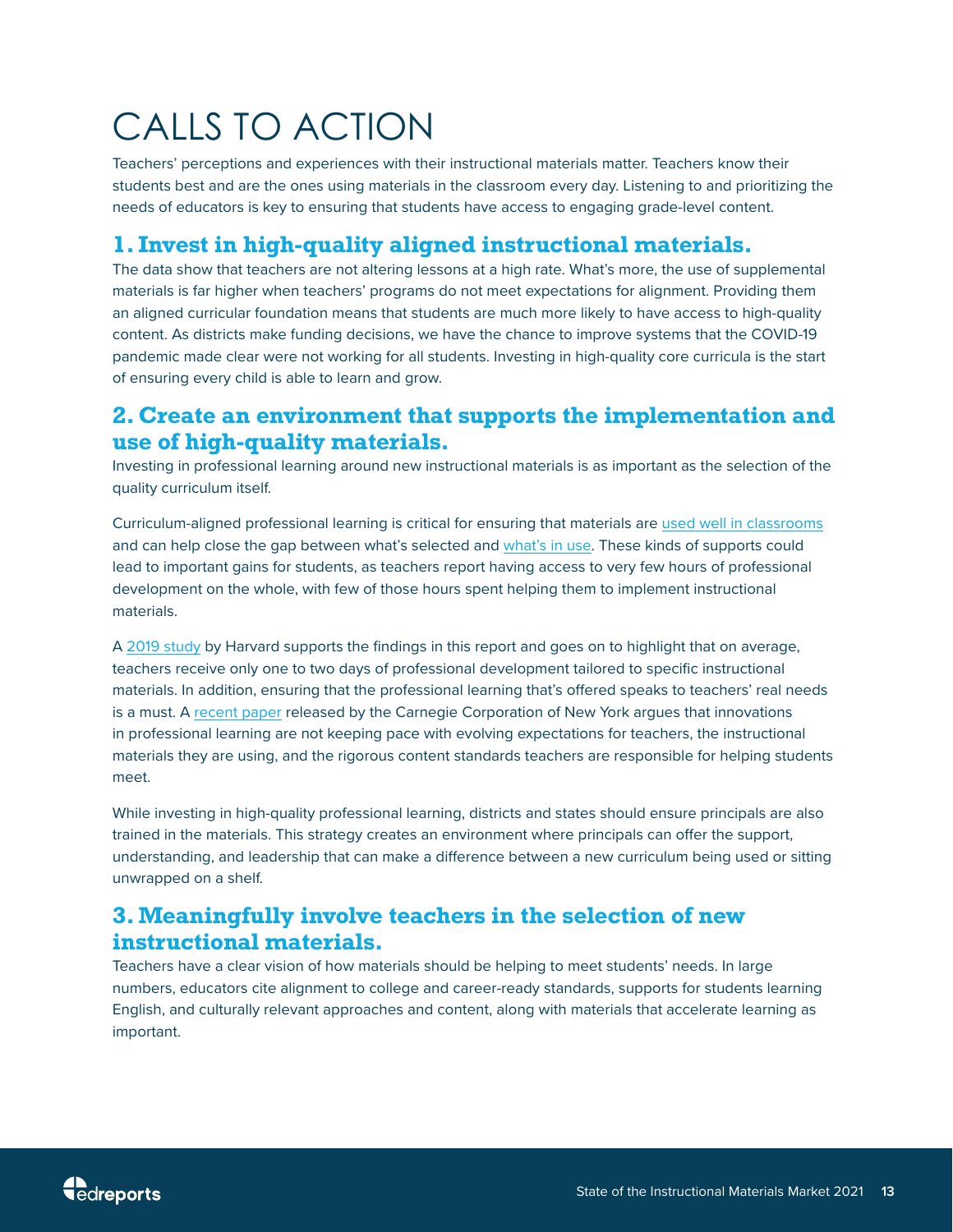# CALLS TO ACTION

Teachers' perceptions and experiences with their instructional materials matter. Teachers know their students best and are the ones using materials in the classroom every day. Listening to and prioritizing the needs of educators is key to ensuring that students have access to engaging grade-level content.

## 1. Invest in high-quality aligned instructional materials.

The data show that teachers are not altering lessons at a high rate. What's more, the use of supplemental materials is far higher when teachers' programs do not meet expectations for alignment. Providing them an aligned curricular foundation means that students are much more likely to have access to high-quality content. As districts make funding decisions, we have the chance to improve systems that the COVID-19 pandemic made clear were not working for all students. Investing in high-quality core curricula is the start of ensuring every child is able to learn and grow.

## 2. Create an environment that supports the implementation and use of high-quality materials.

Investing in professional learning around new instructional materials is as important as the selection of the quality curriculum itself.

Curriculum-aligned professional learning is critical for ensuring that materials are used well in classrooms and can help close the gap between what's selected and what's in use. These kinds of supports could lead to important gains for students, as teachers report having access to very few hours of professional development on the whole, with few of those hours spent helping them to implement instructional materials.

A 2019 study by Harvard supports the findings in this report and goes on to highlight that on average, teachers receive only one to two days of professional development tailored to specific instructional materials. In addition, ensuring that the professional learning that's offered speaks to teachers' real needs is a must. A recent paper released by the Carnegie Corporation of New York argues that innovations in professional learning are not keeping pace with evolving expectations for teachers, the instructional materials they are using, and the rigorous content standards teachers are responsible for helping students meet.

While investing in high-quality professional learning, districts and states should ensure principals are also trained in the materials. This strategy creates an environment where principals can offer the support, understanding, and leadership that can make a difference between a new curriculum being used or sitting unwrapped on a shelf.

## 3. Meaningfully involve teachers in the selection of new instructional materials.

Teachers have a clear vision of how materials should be helping to meet students' needs. In large numbers, educators cite alignment to college and career-ready standards, supports for students learning English, and culturally relevant approaches and content, along with materials that accelerate learning as important.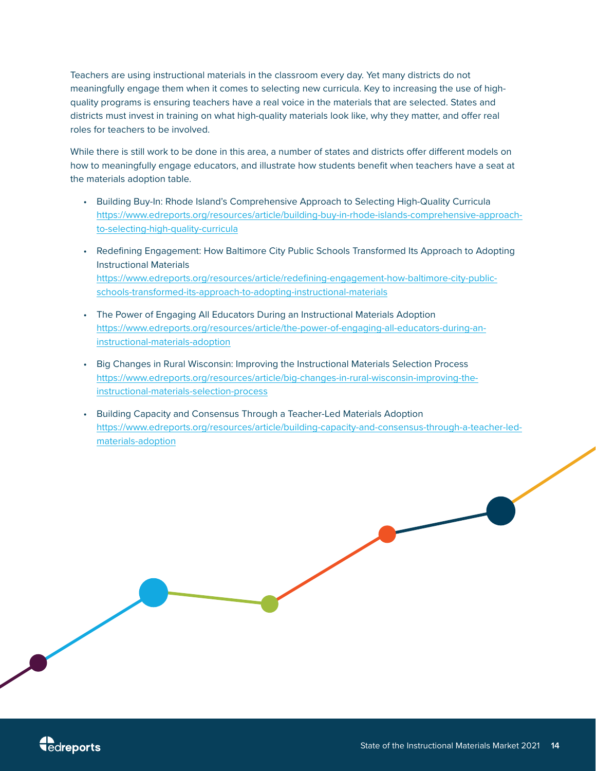Teachers are using instructional materials in the classroom every day. Yet many districts do not meaningfully engage them when it comes to selecting new curricula. Key to increasing the use of high-quality programs is ensuring teachers have a real voice in the materials that are selected. States and districts must invest in training on what high-quality materials look like, why they matter, and offer real roles for teachers to be involved.

While there is still work to be done in this area, a number of states and districts offer different models on how to meaningfully engage educators, and illustrate how students benefit when teachers have a seat at the materials adoption table.

- Building Buy-In: Rhode Island's Comprehensive Approach to Selecting High-Quality Curricula
  https://www.edreports.org/resources/article/building-buy-in-rhode-islands-comprehensive-approach-to-selecting-high-quality-curricula
- Redefining Engagement: How Baltimore City Public Schools Transformed Its Approach to Adopting Instructional Materials
  https://www.edreports.org/resources/article/redefining-engagement-how-baltimore-city-public-schools-transformed-its-approach-to-adopting-instructional-materials
- The Power of Engaging All Educators During an Instructional Materials Adoption
  https://www.edreports.org/resources/article/the-power-of-engaging-all-educators-during-an-instructional-materials-adoption
- Big Changes in Rural Wisconsin: Improving the Instructional Materials Selection Process
  https://www.edreports.org/resources/article/big-changes-in-rural-wisconsin-improving-the-instructional-materials-selection-process
- Building Capacity and Consensus Through a Teacher-Led Materials Adoption
  https://www.edreports.org/resources/article/building-capacity-and-consensus-through-a-teacher-led-materials-adoption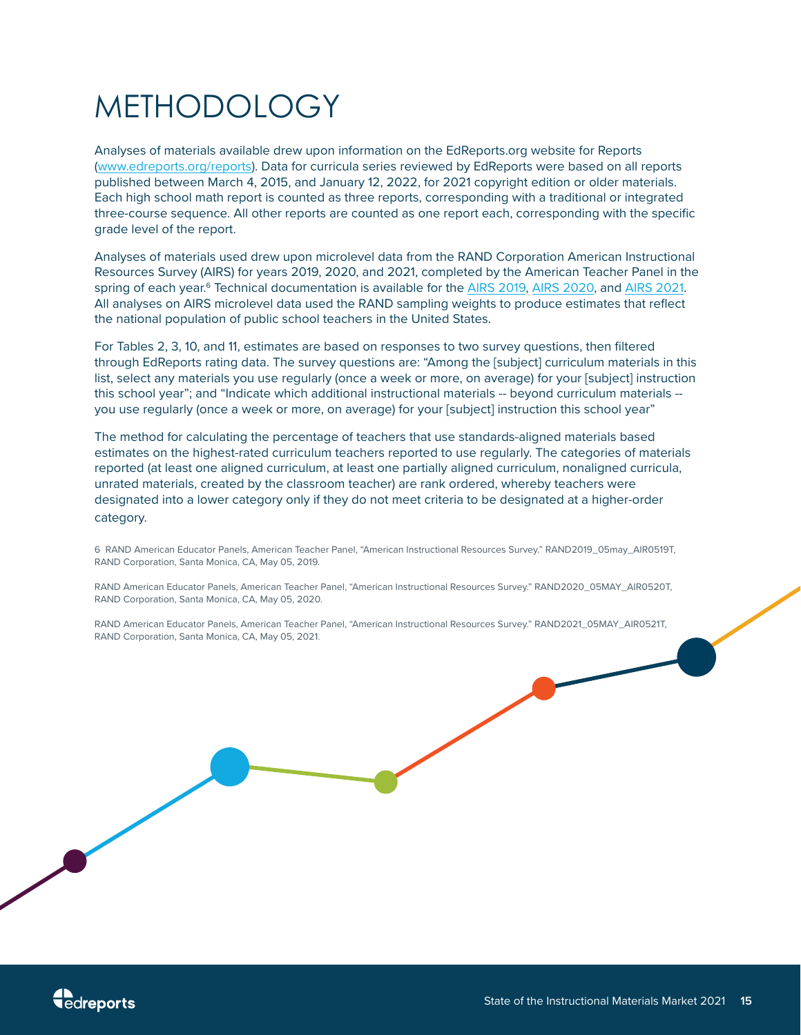# METHODOLOGY

Analyses of materials available drew upon information on the EdReports.org website for Reports (www.edreports.org/reports). Data for curricula series reviewed by EdReports were based on all reports published between March 4, 2015, and January 12, 2022, for 2021 copyright edition or older materials. Each high school math report is counted as three reports, corresponding with a traditional or integrated three-course sequence. All other reports are counted as one report each, corresponding with the specific grade level of the report.

Analyses of materials used drew upon microlevel data from the RAND Corporation American Instructional Resources Survey (AIRS) for years 2019, 2020, and 2021, completed by the American Teacher Panel in the spring of each year.[6] Technical documentation is available for the AIRS 2019, AIRS 2020, and AIRS 2021. All analyses on AIRS microlevel data used the RAND sampling weights to produce estimates that reflect the national population of public school teachers in the United States.

For Tables 2, 3, 10, and 11, estimates are based on responses to two survey questions, then filtered through EdReports rating data. The survey questions are: "Among the [subject] curriculum materials in this list, select any materials you use regularly (once a week or more, on average) for your [subject] instruction this school year"; and "Indicate which additional instructional materials -- beyond curriculum materials -- you use regularly (once a week or more, on average) for your [subject] instruction this school year"

The method for calculating the percentage of teachers that use standards-aligned materials based estimates on the highest-rated curriculum teachers reported to use regularly. The categories of materials reported (at least one aligned curriculum, at least one partially aligned curriculum, nonaligned curricula, unrated materials, created by the classroom teacher) are rank ordered, whereby teachers were designated into a lower category only if they do not meet criteria to be designated at a higher-order category.

6 RAND American Educator Panels, American Teacher Panel, "American Instructional Resources Survey." RAND2019_05may_AIR0519T, RAND Corporation, Santa Monica, CA, May 05, 2019.

RAND American Educator Panels, American Teacher Panel, "American Instructional Resources Survey." RAND2020_05MAY_AIR0520T, RAND Corporation, Santa Monica, CA, May 05, 2020.

RAND American Educator Panels, American Teacher Panel, "American Instructional Resources Survey." RAND2021_05MAY_AIR0521T, RAND Corporation, Santa Monica, CA, May 05, 2021.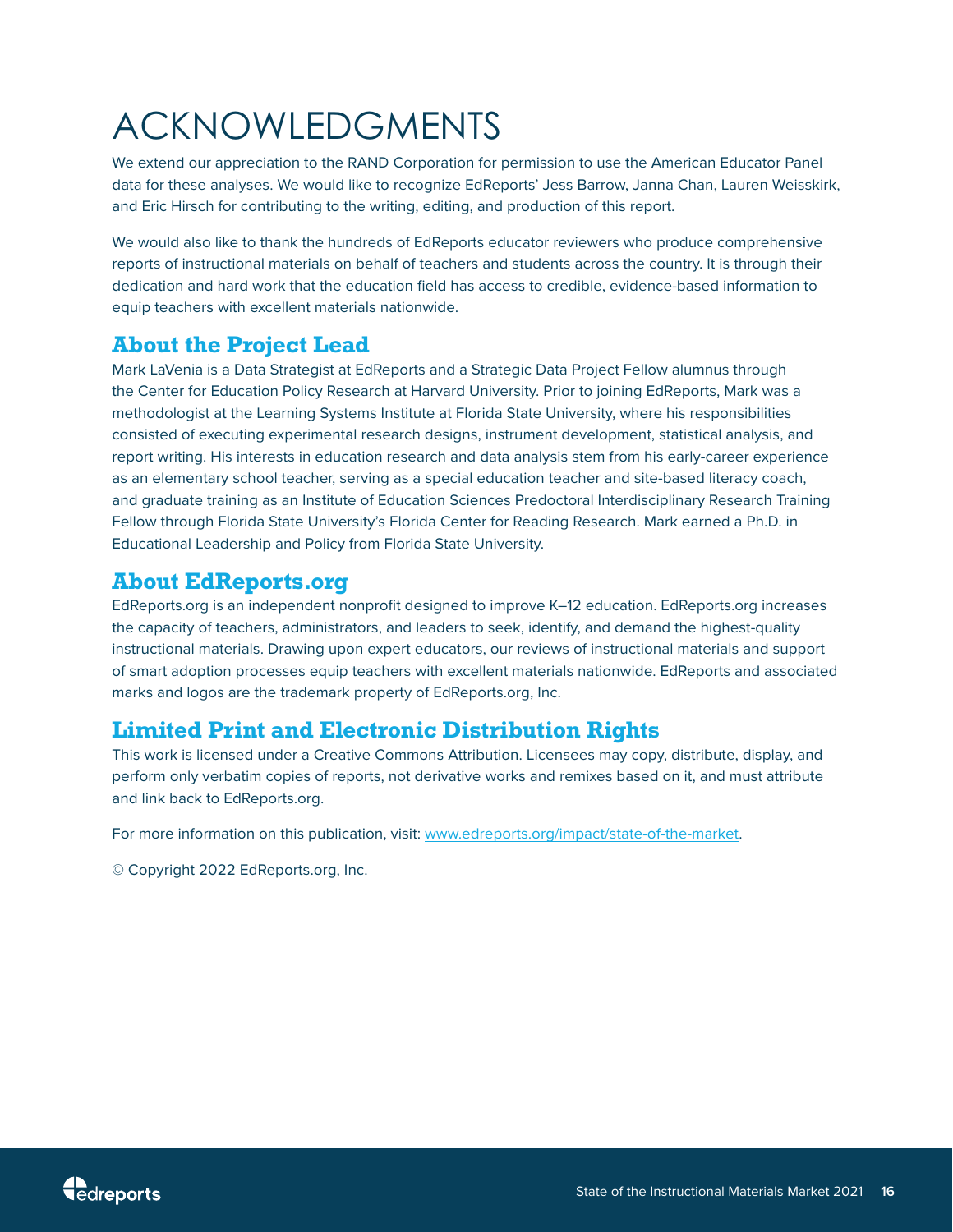# ACKNOWLEDGMENTS

We extend our appreciation to the RAND Corporation for permission to use the American Educator Panel data for these analyses. We would like to recognize EdReports' Jess Barrow, Janna Chan, Lauren Weisskirk, and Eric Hirsch for contributing to the writing, editing, and production of this report.

We would also like to thank the hundreds of EdReports educator reviewers who produce comprehensive reports of instructional materials on behalf of teachers and students across the country. It is through their dedication and hard work that the education field has access to credible, evidence-based information to equip teachers with excellent materials nationwide.

## About the Project Lead

Mark LaVenia is a Data Strategist at EdReports and a Strategic Data Project Fellow alumnus through the Center for Education Policy Research at Harvard University. Prior to joining EdReports, Mark was a methodologist at the Learning Systems Institute at Florida State University, where his responsibilities consisted of executing experimental research designs, instrument development, statistical analysis, and report writing. His interests in education research and data analysis stem from his early-career experience as an elementary school teacher, serving as a special education teacher and site-based literacy coach, and graduate training as an Institute of Education Sciences Predoctoral Interdisciplinary Research Training Fellow through Florida State University's Florida Center for Reading Research. Mark earned a Ph.D. in Educational Leadership and Policy from Florida State University.

## About EdReports.org

EdReports.org is an independent nonprofit designed to improve K–12 education. EdReports.org increases the capacity of teachers, administrators, and leaders to seek, identify, and demand the highest-quality instructional materials. Drawing upon expert educators, our reviews of instructional materials and support of smart adoption processes equip teachers with excellent materials nationwide. EdReports and associated marks and logos are the trademark property of EdReports.org, Inc.

## Limited Print and Electronic Distribution Rights

This work is licensed under a Creative Commons Attribution. Licensees may copy, distribute, display, and perform only verbatim copies of reports, not derivative works and remixes based on it, and must attribute and link back to EdReports.org.

For more information on this publication, visit: [www.edreports.org/impact/state-of-the-market](http://www.edreports.org/impact/state-of-the-market).

© Copyright 2022 EdReports.org, Inc.